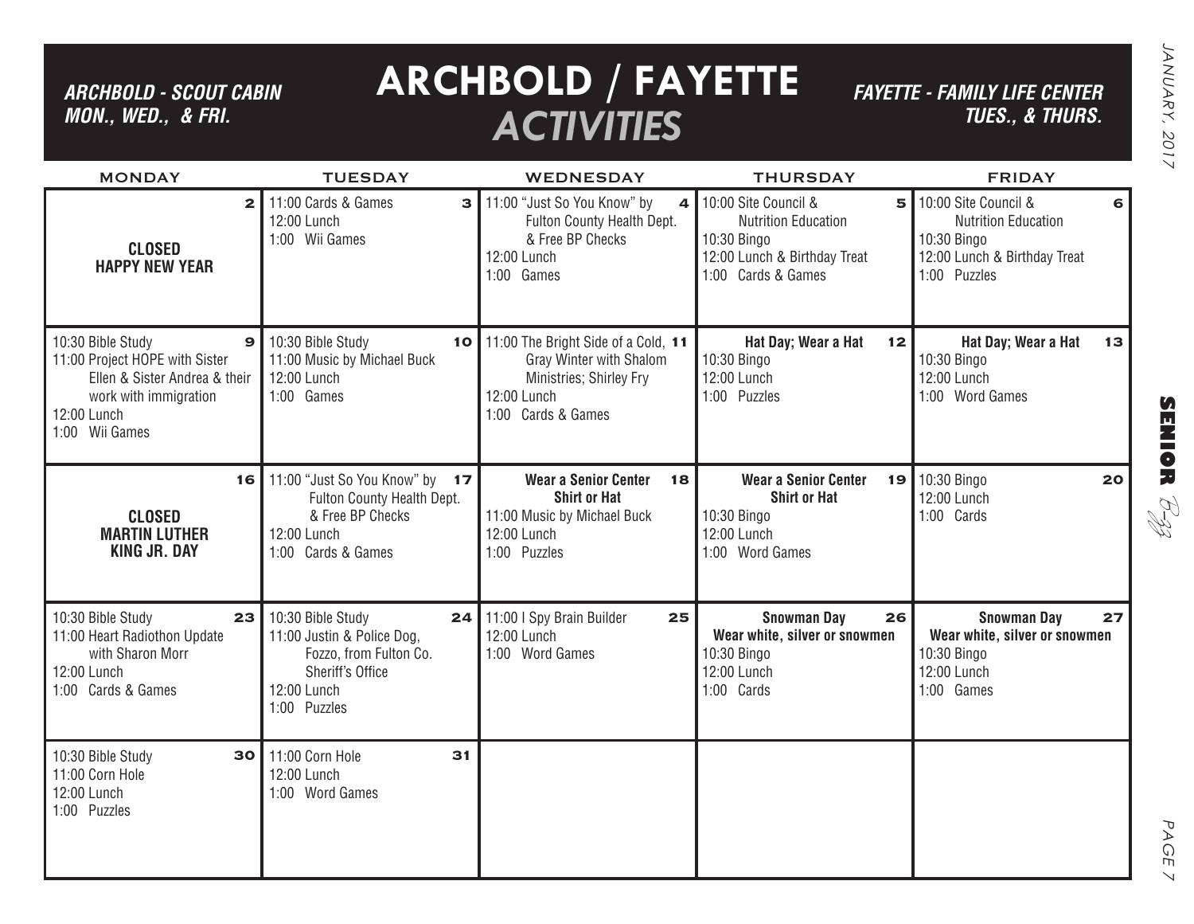*ARCHBOLD - SCOUT CABIN*
*MON., WED., & FRI.*

# ARCHBOLD / FAYETTE *ACTIVITIES*

*FAYETTE - FAMILY LIFE CENTER*
*TUES., & THURS.*

| MONDAY | TUESDAY | WEDNESDAY | THURSDAY | FRIDAY |
|---|---|---|---|---|
| **2**<br>**CLOSED**<br>**HAPPY NEW YEAR** | **3**<br>11:00 Cards & Games<br>12:00 Lunch<br>1:00 Wii Games | **4**<br>11:00 "Just So You Know" by Fulton County Health Dept. & Free BP Checks<br>12:00 Lunch<br>1:00 Games | **5**<br>10:00 Site Council & Nutrition Education<br>10:30 Bingo<br>12:00 Lunch & Birthday Treat<br>1:00 Cards & Games | **6**<br>10:00 Site Council & Nutrition Education<br>10:30 Bingo<br>12:00 Lunch & Birthday Treat<br>1:00 Puzzles |
| **9**<br>10:30 Bible Study<br>11:00 Project HOPE with Sister Ellen & Sister Andrea & their work with immigration<br>12:00 Lunch<br>1:00 Wii Games | **10**<br>10:30 Bible Study<br>11:00 Music by Michael Buck<br>12:00 Lunch<br>1:00 Games | **11**<br>11:00 The Bright Side of a Cold, Gray Winter with Shalom Ministries; Shirley Fry<br>12:00 Lunch<br>1:00 Cards & Games | **12**<br>**Hat Day; Wear a Hat**<br>10:30 Bingo<br>12:00 Lunch<br>1:00 Puzzles | **13**<br>**Hat Day; Wear a Hat**<br>10:30 Bingo<br>12:00 Lunch<br>1:00 Word Games |
| **16**<br>**CLOSED**<br>**MARTIN LUTHER KING JR. DAY** | **17**<br>11:00 "Just So You Know" by Fulton County Health Dept. & Free BP Checks<br>12:00 Lunch<br>1:00 Cards & Games | **18**<br>**Wear a Senior Center Shirt or Hat**<br>11:00 Music by Michael Buck<br>12:00 Lunch<br>1:00 Puzzles | **19**<br>**Wear a Senior Center Shirt or Hat**<br>10:30 Bingo<br>12:00 Lunch<br>1:00 Word Games | **20**<br>10:30 Bingo<br>12:00 Lunch<br>1:00 Cards |
| **23**<br>10:30 Bible Study<br>11:00 Heart Radiothon Update with Sharon Morr<br>12:00 Lunch<br>1:00 Cards & Games | **24**<br>10:30 Bible Study<br>11:00 Justin & Police Dog, Fozzo, from Fulton Co. Sheriff's Office<br>12:00 Lunch<br>1:00 Puzzles | **25**<br>11:00 I Spy Brain Builder<br>12:00 Lunch<br>1:00 Word Games | **26**<br>**Snowman Day**<br>**Wear white, silver or snowmen**<br>10:30 Bingo<br>12:00 Lunch<br>1:00 Cards | **27**<br>**Snowman Day**<br>**Wear white, silver or snowmen**<br>10:30 Bingo<br>12:00 Lunch<br>1:00 Games |
| **30**<br>10:30 Bible Study<br>11:00 Corn Hole<br>12:00 Lunch<br>1:00 Puzzles | **31**<br>11:00 Corn Hole<br>12:00 Lunch<br>1:00 Word Games | | | |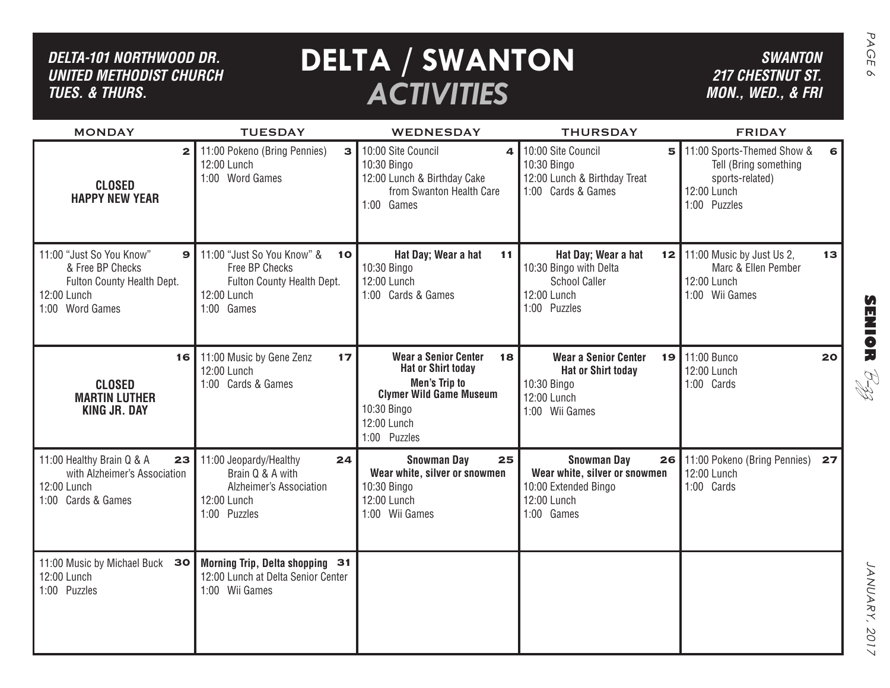# DELTA / SWANTON ACTIVITIES

*DELTA-101 NORTHWOOD DR.*
*UNITED METHODIST CHURCH*
*TUES. & THURS.*

*SWANTON*
*217 CHESTNUT ST.*
*MON., WED., & FRI*

| MONDAY | TUESDAY | WEDNESDAY | THURSDAY | FRIDAY |
|---|---|---|---|---|
| **2** **CLOSED HAPPY NEW YEAR** | **3** 11:00 Pokeno (Bring Pennies)<br>12:00 Lunch<br>1:00 Word Games | **4** 10:00 Site Council<br>10:30 Bingo<br>12:00 Lunch & Birthday Cake from Swanton Health Care<br>1:00 Games | **5** 10:00 Site Council<br>10:30 Bingo<br>12:00 Lunch & Birthday Treat<br>1:00 Cards & Games | **6** 11:00 Sports-Themed Show & Tell (Bring something sports-related)<br>12:00 Lunch<br>1:00 Puzzles |
| **9** 11:00 "Just So You Know" & Free BP Checks Fulton County Health Dept.<br>12:00 Lunch<br>1:00 Word Games | **10** 11:00 "Just So You Know" & Free BP Checks Fulton County Health Dept.<br>12:00 Lunch<br>1:00 Games | **11** **Hat Day; Wear a hat**<br>10:30 Bingo<br>12:00 Lunch<br>1:00 Cards & Games | **12** **Hat Day; Wear a hat**<br>10:30 Bingo with Delta School Caller<br>12:00 Lunch<br>1:00 Puzzles | **13** 11:00 Music by Just Us 2, Marc & Ellen Pember<br>12:00 Lunch<br>1:00 Wii Games |
| **16** **CLOSED MARTIN LUTHER KING JR. DAY** | **17** 11:00 Music by Gene Zenz<br>12:00 Lunch<br>1:00 Cards & Games | **18** **Wear a Senior Center Hat or Shirt today**<br>**Men's Trip to Clymer Wild Game Museum**<br>10:30 Bingo<br>12:00 Lunch<br>1:00 Puzzles | **19** **Wear a Senior Center Hat or Shirt today**<br>10:30 Bingo<br>12:00 Lunch<br>1:00 Wii Games | **20** 11:00 Bunco<br>12:00 Lunch<br>1:00 Cards |
| **23** 11:00 Healthy Brain Q & A with Alzheimer's Association<br>12:00 Lunch<br>1:00 Cards & Games | **24** 11:00 Jeopardy/Healthy Brain Q & A with Alzheimer's Association<br>12:00 Lunch<br>1:00 Puzzles | **25** **Snowman Day Wear white, silver or snowmen**<br>10:30 Bingo<br>12:00 Lunch<br>1:00 Wii Games | **26** **Snowman Day Wear white, silver or snowmen**<br>10:00 Extended Bingo<br>12:00 Lunch<br>1:00 Games | **27** 11:00 Pokeno (Bring Pennies)<br>12:00 Lunch<br>1:00 Cards |
| **30** 11:00 Music by Michael Buck<br>12:00 Lunch<br>1:00 Puzzles | **31** **Morning Trip, Delta shopping**<br>12:00 Lunch at Delta Senior Center<br>1:00 Wii Games | | | |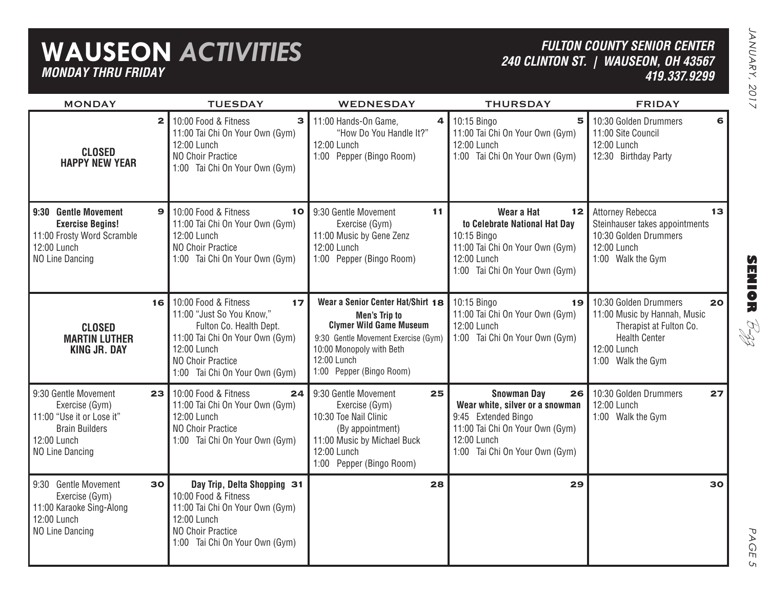# WAUSEON *ACTIVITIES*

***MONDAY THRU FRIDAY***

***FULTON COUNTY SENIOR CENTER***
***240 CLINTON ST. | WAUSEON, OH 43567***
***419.337.9299***

| MONDAY | TUESDAY | WEDNESDAY | THURSDAY | FRIDAY |
|---|---|---|---|---|
| 2<br>**CLOSED**<br>**HAPPY NEW YEAR** | 3<br>10:00 Food & Fitness<br>11:00 Tai Chi On Your Own (Gym)<br>12:00 Lunch<br>NO Choir Practice<br>1:00 Tai Chi On Your Own (Gym) | 4<br>11:00 Hands-On Game, "How Do You Handle It?"<br>12:00 Lunch<br>1:00 Pepper (Bingo Room) | 5<br>10:15 Bingo<br>11:00 Tai Chi On Your Own (Gym)<br>12:00 Lunch<br>1:00 Tai Chi On Your Own (Gym) | 6<br>10:30 Golden Drummers<br>11:00 Site Council<br>12:00 Lunch<br>12:30 Birthday Party |
| 9<br>**9:30 Gentle Movement Exercise Begins!**<br>11:00 Frosty Word Scramble<br>12:00 Lunch<br>NO Line Dancing | 10<br>10:00 Food & Fitness<br>11:00 Tai Chi On Your Own (Gym)<br>12:00 Lunch<br>NO Choir Practice<br>1:00 Tai Chi On Your Own (Gym) | 11<br>9:30 Gentle Movement Exercise (Gym)<br>11:00 Music by Gene Zenz<br>12:00 Lunch<br>1:00 Pepper (Bingo Room) | 12<br>**Wear a Hat to Celebrate National Hat Day**<br>10:15 Bingo<br>11:00 Tai Chi On Your Own (Gym)<br>12:00 Lunch<br>1:00 Tai Chi On Your Own (Gym) | 13<br>Attorney Rebecca Steinhauser takes appointments<br>10:30 Golden Drummers<br>12:00 Lunch<br>1:00 Walk the Gym |
| 16<br>**CLOSED**<br>**MARTIN LUTHER KING JR. DAY** | 17<br>10:00 Food & Fitness<br>11:00 "Just So You Know," Fulton Co. Health Dept.<br>11:00 Tai Chi On Your Own (Gym)<br>12:00 Lunch<br>NO Choir Practice<br>1:00 Tai Chi On Your Own (Gym) | 18<br>**Wear a Senior Center Hat/Shirt**<br>**Men's Trip to Clymer Wild Game Museum**<br>9:30 Gentle Movement Exercise (Gym)<br>10:00 Monopoly with Beth<br>12:00 Lunch<br>1:00 Pepper (Bingo Room) | 19<br>10:15 Bingo<br>11:00 Tai Chi On Your Own (Gym)<br>12:00 Lunch<br>1:00 Tai Chi On Your Own (Gym) | 20<br>10:30 Golden Drummers<br>11:00 Music by Hannah, Music Therapist at Fulton Co. Health Center<br>12:00 Lunch<br>1:00 Walk the Gym |
| 23<br>9:30 Gentle Movement Exercise (Gym)<br>11:00 "Use it or Lose it" Brain Builders<br>12:00 Lunch<br>NO Line Dancing | 24<br>10:00 Food & Fitness<br>11:00 Tai Chi On Your Own (Gym)<br>12:00 Lunch<br>NO Choir Practice<br>1:00 Tai Chi On Your Own (Gym) | 25<br>9:30 Gentle Movement Exercise (Gym)<br>10:30 Toe Nail Clinic (By appointment)<br>11:00 Music by Michael Buck<br>12:00 Lunch<br>1:00 Pepper (Bingo Room) | 26<br>**Snowman Day**<br>**Wear white, silver or a snowman**<br>9:45 Extended Bingo<br>11:00 Tai Chi On Your Own (Gym)<br>12:00 Lunch<br>1:00 Tai Chi On Your Own (Gym) | 27<br>10:30 Golden Drummers<br>12:00 Lunch<br>1:00 Walk the Gym |
| 30<br>9:30 Gentle Movement Exercise (Gym)<br>11:00 Karaoke Sing-Along<br>12:00 Lunch<br>NO Line Dancing | 31<br>**Day Trip, Delta Shopping**<br>10:00 Food & Fitness<br>11:00 Tai Chi On Your Own (Gym)<br>12:00 Lunch<br>NO Choir Practice<br>1:00 Tai Chi On Your Own (Gym) | 28 | 29 | 30 |

*JANUARY, 2017*

**SENIOR** B-33